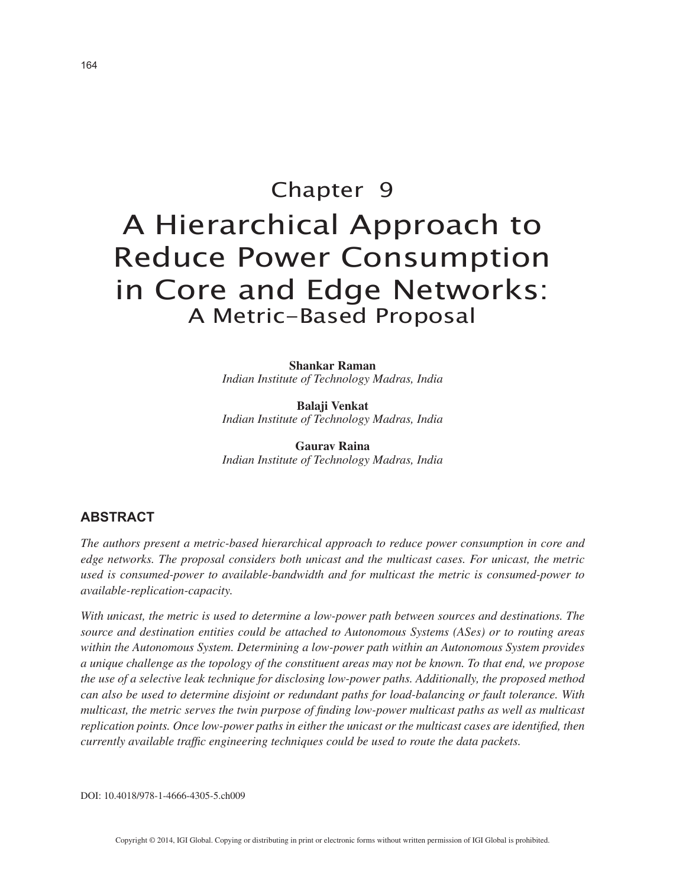# Chapter 9

# A Hierarchical Approach to Reduce Power Consumption in Core and Edge Networks:
## A Metric-Based Proposal

**Shankar Raman**
*Indian Institute of Technology Madras, India*

**Balaji Venkat**
*Indian Institute of Technology Madras, India*

**Gaurav Raina**
*Indian Institute of Technology Madras, India*

## ABSTRACT

*The authors present a metric-based hierarchical approach to reduce power consumption in core and edge networks. The proposal considers both unicast and the multicast cases. For unicast, the metric used is consumed-power to available-bandwidth and for multicast the metric is consumed-power to available-replication-capacity.*

*With unicast, the metric is used to determine a low-power path between sources and destinations. The source and destination entities could be attached to Autonomous Systems (ASes) or to routing areas within the Autonomous System. Determining a low-power path within an Autonomous System provides a unique challenge as the topology of the constituent areas may not be known. To that end, we propose the use of a selective leak technique for disclosing low-power paths. Additionally, the proposed method can also be used to determine disjoint or redundant paths for load-balancing or fault tolerance. With multicast, the metric serves the twin purpose of finding low-power multicast paths as well as multicast replication points. Once low-power paths in either the unicast or the multicast cases are identified, then currently available traffic engineering techniques could be used to route the data packets.*

DOI: 10.4018/978-1-4666-4305-5.ch009

Copyright © 2014, IGI Global. Copying or distributing in print or electronic forms without written permission of IGI Global is prohibited.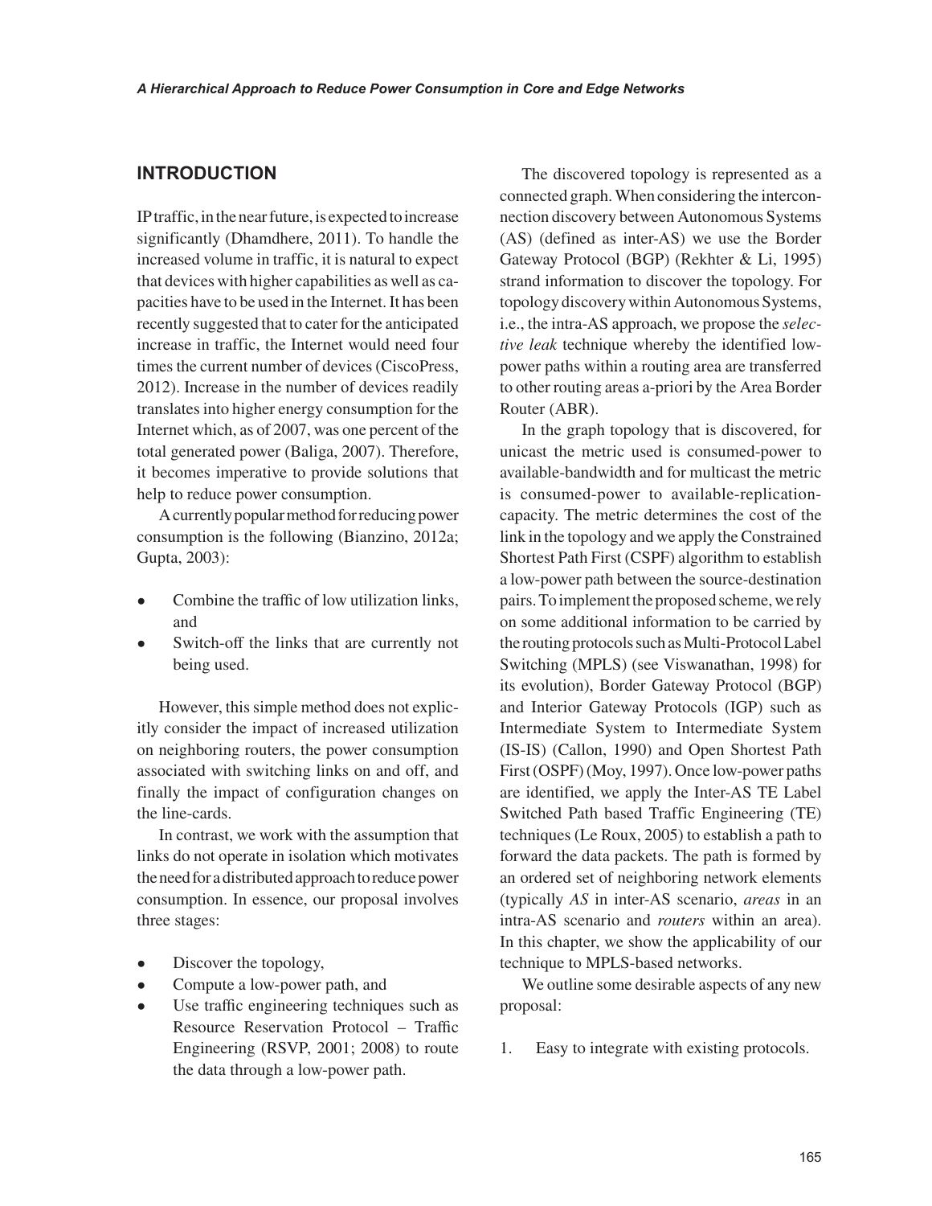## INTRODUCTION

IP traffic, in the near future, is expected to increase significantly (Dhamdhere, 2011). To handle the increased volume in traffic, it is natural to expect that devices with higher capabilities as well as capacities have to be used in the Internet. It has been recently suggested that to cater for the anticipated increase in traffic, the Internet would need four times the current number of devices (CiscoPress, 2012). Increase in the number of devices readily translates into higher energy consumption for the Internet which, as of 2007, was one percent of the total generated power (Baliga, 2007). Therefore, it becomes imperative to provide solutions that help to reduce power consumption.

A currently popular method for reducing power consumption is the following (Bianzino, 2012a; Gupta, 2003):

- Combine the traffic of low utilization links, and
- Switch-off the links that are currently not being used.

However, this simple method does not explicitly consider the impact of increased utilization on neighboring routers, the power consumption associated with switching links on and off, and finally the impact of configuration changes on the line-cards.

In contrast, we work with the assumption that links do not operate in isolation which motivates the need for a distributed approach to reduce power consumption. In essence, our proposal involves three stages:

- Discover the topology,
- Compute a low-power path, and
- Use traffic engineering techniques such as Resource Reservation Protocol – Traffic Engineering (RSVP, 2001; 2008) to route the data through a low-power path.

The discovered topology is represented as a connected graph. When considering the interconnection discovery between Autonomous Systems (AS) (defined as inter-AS) we use the Border Gateway Protocol (BGP) (Rekhter & Li, 1995) strand information to discover the topology. For topology discovery within Autonomous Systems, i.e., the intra-AS approach, we propose the *selective leak* technique whereby the identified low-power paths within a routing area are transferred to other routing areas a-priori by the Area Border Router (ABR).

In the graph topology that is discovered, for unicast the metric used is consumed-power to available-bandwidth and for multicast the metric is consumed-power to available-replication-capacity. The metric determines the cost of the link in the topology and we apply the Constrained Shortest Path First (CSPF) algorithm to establish a low-power path between the source-destination pairs. To implement the proposed scheme, we rely on some additional information to be carried by the routing protocols such as Multi-Protocol Label Switching (MPLS) (see Viswanathan, 1998) for its evolution), Border Gateway Protocol (BGP) and Interior Gateway Protocols (IGP) such as Intermediate System to Intermediate System (IS-IS) (Callon, 1990) and Open Shortest Path First (OSPF) (Moy, 1997). Once low-power paths are identified, we apply the Inter-AS TE Label Switched Path based Traffic Engineering (TE) techniques (Le Roux, 2005) to establish a path to forward the data packets. The path is formed by an ordered set of neighboring network elements (typically *AS* in inter-AS scenario, *areas* in an intra-AS scenario and *routers* within an area). In this chapter, we show the applicability of our technique to MPLS-based networks.

We outline some desirable aspects of any new proposal:

1. Easy to integrate with existing protocols.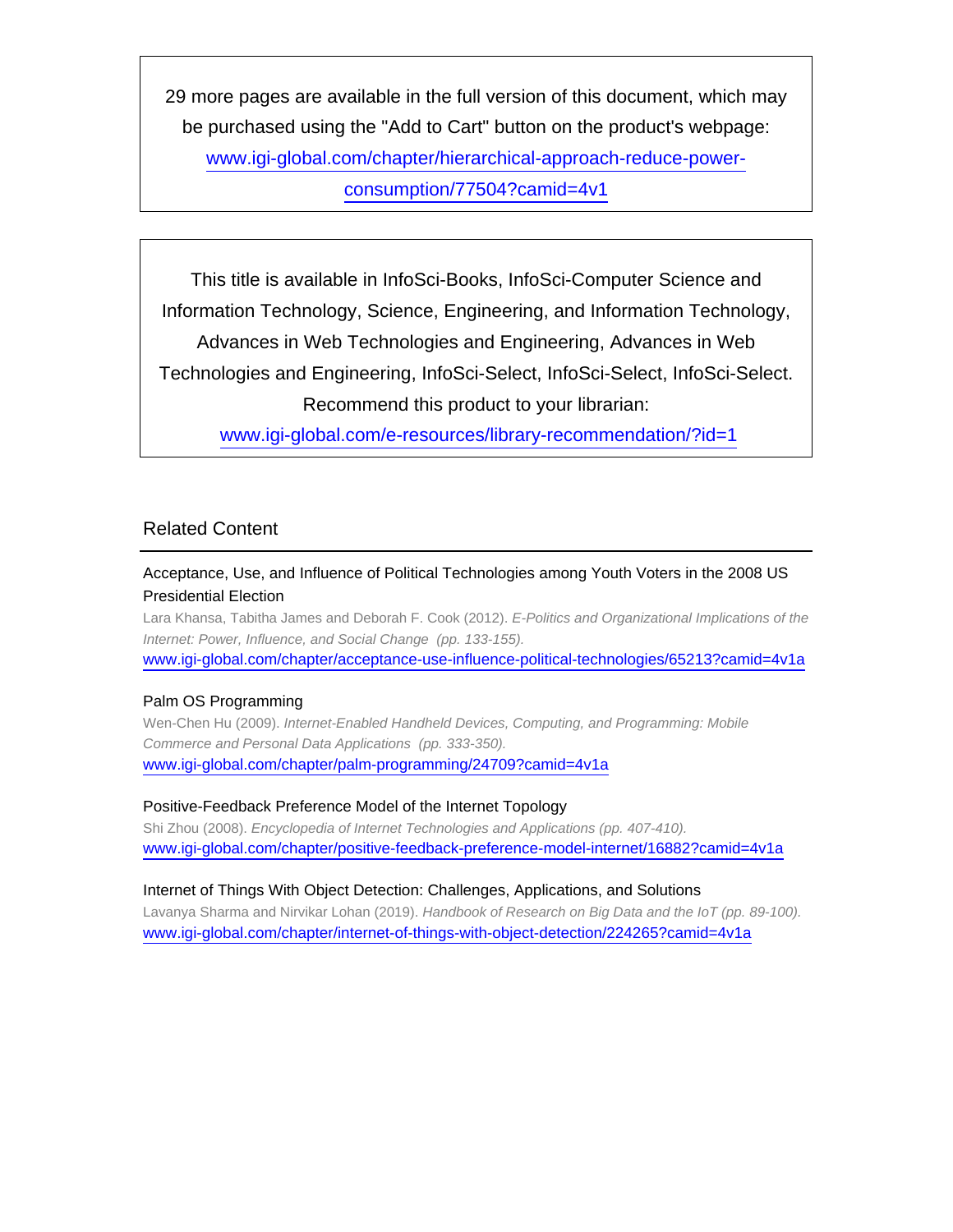29 more pages are available in the full version of this document, which may be purchased using the "Add to Cart" button on the product's webpage:
www.igi-global.com/chapter/hierarchical-approach-reduce-power-consumption/77504?camid=4v1

This title is available in InfoSci-Books, InfoSci-Computer Science and Information Technology, Science, Engineering, and Information Technology, Advances in Web Technologies and Engineering, Advances in Web Technologies and Engineering, InfoSci-Select, InfoSci-Select, InfoSci-Select. Recommend this product to your librarian:
www.igi-global.com/e-resources/library-recommendation/?id=1

## Related Content

Acceptance, Use, and Influence of Political Technologies among Youth Voters in the 2008 US Presidential Election
Lara Khansa, Tabitha James and Deborah F. Cook (2012). *E-Politics and Organizational Implications of the Internet: Power, Influence, and Social Change (pp. 133-155).*
www.igi-global.com/chapter/acceptance-use-influence-political-technologies/65213?camid=4v1a

Palm OS Programming
Wen-Chen Hu (2009). *Internet-Enabled Handheld Devices, Computing, and Programming: Mobile Commerce and Personal Data Applications (pp. 333-350).*
www.igi-global.com/chapter/palm-programming/24709?camid=4v1a

Positive-Feedback Preference Model of the Internet Topology
Shi Zhou (2008). *Encyclopedia of Internet Technologies and Applications (pp. 407-410).*
www.igi-global.com/chapter/positive-feedback-preference-model-internet/16882?camid=4v1a

Internet of Things With Object Detection: Challenges, Applications, and Solutions
Lavanya Sharma and Nirvikar Lohan (2019). *Handbook of Research on Big Data and the IoT (pp. 89-100).*
www.igi-global.com/chapter/internet-of-things-with-object-detection/224265?camid=4v1a